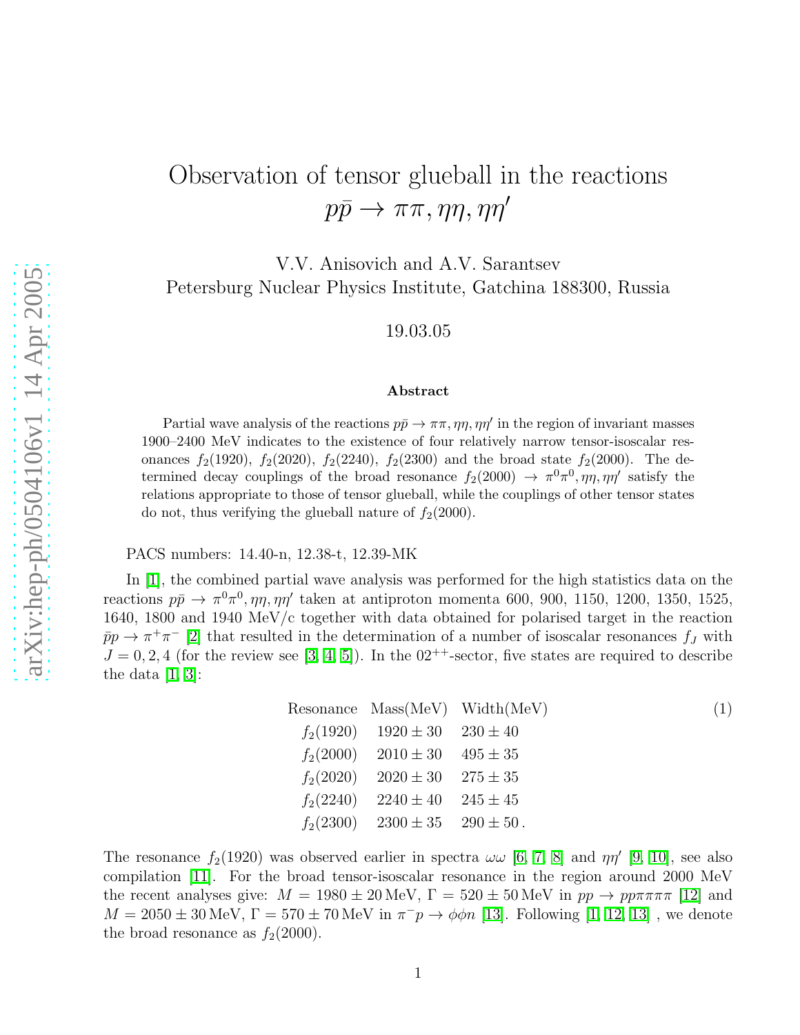# Observation of tensor glueball in the reactions $p\bar{p} \to \pi\pi, \eta\eta, \eta\eta'$

V.V. Anisovich and A.V. Sarantsev
Petersburg Nuclear Physics Institute, Gatchina 188300, Russia

19.03.05

### Abstract

Partial wave analysis of the reactions $p\bar{p} \to \pi\pi, \eta\eta, \eta\eta'$ in the region of invariant masses 1900–2400 MeV indicates to the existence of four relatively narrow tensor-isoscalar resonances $f_2(1920)$, $f_2(2020)$, $f_2(2240)$, $f_2(2300)$ and the broad state $f_2(2000)$. The determined decay couplings of the broad resonance $f_2(2000) \to \pi^0\pi^0, \eta\eta, \eta\eta'$ satisfy the relations appropriate to those of tensor glueball, while the couplings of other tensor states do not, thus verifying the glueball nature of $f_2(2000)$.

PACS numbers: 14.40-n, 12.38-t, 12.39-MK

In [1], the combined partial wave analysis was performed for the high statistics data on the reactions $p\bar{p} \to \pi^0\pi^0, \eta\eta, \eta\eta'$ taken at antiproton momenta 600, 900, 1150, 1200, 1350, 1525, 1640, 1800 and 1940 MeV/c together with data obtained for polarised target in the reaction $\bar{p}p \to \pi^+\pi^-$ [2] that resulted in the determination of a number of isoscalar resonances $f_J$ with $J = 0, 2, 4$ (for the review see [3, 4, 5]). In the $02^{++}$-sector, five states are required to describe the data [1, 3]:

| Resonance | Mass(MeV) | Width(MeV) |
|---|---|---|
| $f_2(1920)$ | $1920 \pm 30$ | $230 \pm 40$ |
| $f_2(2000)$ | $2010 \pm 30$ | $495 \pm 35$ |
| $f_2(2020)$ | $2020 \pm 30$ | $275 \pm 35$ |
| $f_2(2240)$ | $2240 \pm 40$ | $245 \pm 45$ |
| $f_2(2300)$ | $2300 \pm 35$ | $290 \pm 50$ . |

(1)

The resonance $f_2(1920)$ was observed earlier in spectra $\omega\omega$ [6, 7, 8] and $\eta\eta'$ [9, 10], see also compilation [11]. For the broad tensor-isoscalar resonance in the region around 2000 MeV the recent analyses give: $M = 1980 \pm 20$ MeV, $\Gamma = 520 \pm 50$ MeV in $pp \to pp\pi\pi\pi\pi$ [12] and $M = 2050 \pm 30$ MeV, $\Gamma = 570 \pm 70$ MeV in $\pi^-p \to \phi\phi n$ [13]. Following [1, 12, 13] , we denote the broad resonance as $f_2(2000)$.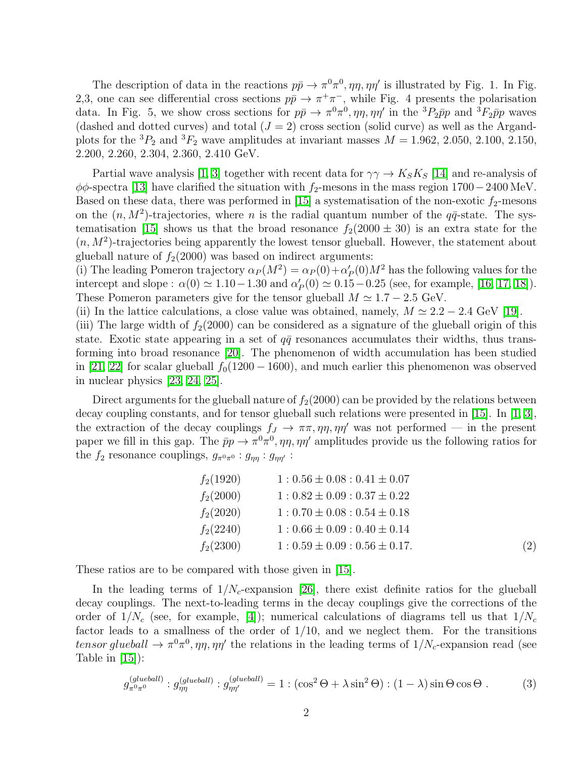The description of data in the reactions $p\bar{p} \to \pi^0\pi^0, \eta\eta, \eta\eta'$ is illustrated by Fig. 1. In Fig. 2,3, one can see differential cross sections $p\bar{p} \to \pi^+\pi^-$, while Fig. 4 presents the polarisation data. In Fig. 5, we show cross sections for $p\bar{p} \to \pi^0\pi^0, \eta\eta, \eta\eta'$ in the ${}^3P_2\bar{p}p$ and ${}^3F_2\bar{p}p$ waves (dashed and dotted curves) and total ($J = 2$) cross section (solid curve) as well as the Argand-plots for the ${}^3P_2$ and ${}^3F_2$ wave amplitudes at invariant masses $M = 1.962$, 2.050, 2.100, 2.150, 2.200, 2.260, 2.304, 2.360, 2.410 GeV.

Partial wave analysis [1, 3] together with recent data for $\gamma\gamma \to K_S K_S$ [14] and re-analysis of $\phi\phi$-spectra [13] have clarified the situation with $f_2$-mesons in the mass region $1700-2400$ MeV. Based on these data, there was performed in [15] a systematisation of the non-exotic $f_2$-mesons on the $(n, M^2)$-trajectories, where $n$ is the radial quantum number of the $q\bar{q}$-state. The systematisation [15] shows us that the broad resonance $f_2(2000 \pm 30)$ is an extra state for the $(n, M^2)$-trajectories being apparently the lowest tensor glueball. However, the statement about glueball nature of $f_2(2000)$ was based on indirect arguments:
(i) The leading Pomeron trajectory $\alpha_P(M^2) = \alpha_P(0) + \alpha'_P(0)M^2$ has the following values for the intercept and slope : $\alpha(0) \simeq 1.10-1.30$ and $\alpha'_P(0) \simeq 0.15-0.25$ (see, for example, [16, 17, 18]). These Pomeron parameters give for the tensor glueball $M \simeq 1.7-2.5$ GeV.
(ii) In the lattice calculations, a close value was obtained, namely, $M \simeq 2.2-2.4$ GeV [19].
(iii) The large width of $f_2(2000)$ can be considered as a signature of the glueball origin of this state. Exotic state appearing in a set of $q\bar{q}$ resonances accumulates their widths, thus transforming into broad resonance [20]. The phenomenon of width accumulation has been studied in [21, 22] for scalar glueball $f_0(1200-1600)$, and much earlier this phenomenon was observed in nuclear physics [23, 24, 25].

Direct arguments for the glueball nature of $f_2(2000)$ can be provided by the relations between decay coupling constants, and for tensor glueball such relations were presented in [15]. In [1, 3], the extraction of the decay couplings $f_J \to \pi\pi, \eta\eta, \eta\eta'$ was not performed — in the present paper we fill in this gap. The $\bar{p}p \to \pi^0\pi^0, \eta\eta, \eta\eta'$ amplitudes provide us the following ratios for the $f_2$ resonance couplings, $g_{\pi^0\pi^0} : g_{\eta\eta} : g_{\eta\eta'}$ :

$$
\begin{array}{ll}
f_2(1920) & 1 : 0.56 \pm 0.08 : 0.41 \pm 0.07 \\
f_2(2000) & 1 : 0.82 \pm 0.09 : 0.37 \pm 0.22 \\
f_2(2020) & 1 : 0.70 \pm 0.08 : 0.54 \pm 0.18 \\
f_2(2240) & 1 : 0.66 \pm 0.09 : 0.40 \pm 0.14 \\
f_2(2300) & 1 : 0.59 \pm 0.09 : 0.56 \pm 0.17.
\end{array}
\qquad (2)
$$

These ratios are to be compared with those given in [15].

In the leading terms of $1/N_c$-expansion [26], there exist definite ratios for the glueball decay couplings. The next-to-leading terms in the decay couplings give the corrections of the order of $1/N_c$ (see, for example, [4]); numerical calculations of diagrams tell us that $1/N_c$ factor leads to a smallness of the order of $1/10$, and we neglect them. For the transitions *tensor glueball* $\to \pi^0\pi^0, \eta\eta, \eta\eta'$ the relations in the leading terms of $1/N_c$-expansion read (see Table in [15]):

$$
g^{(glueball)}_{\pi^0\pi^0} : g^{(glueball)}_{\eta\eta} : g^{(glueball)}_{\eta\eta'} = 1 : (\cos^2\Theta + \lambda \sin^2\Theta) : (1-\lambda)\sin\Theta\cos\Theta \, . \qquad (3)
$$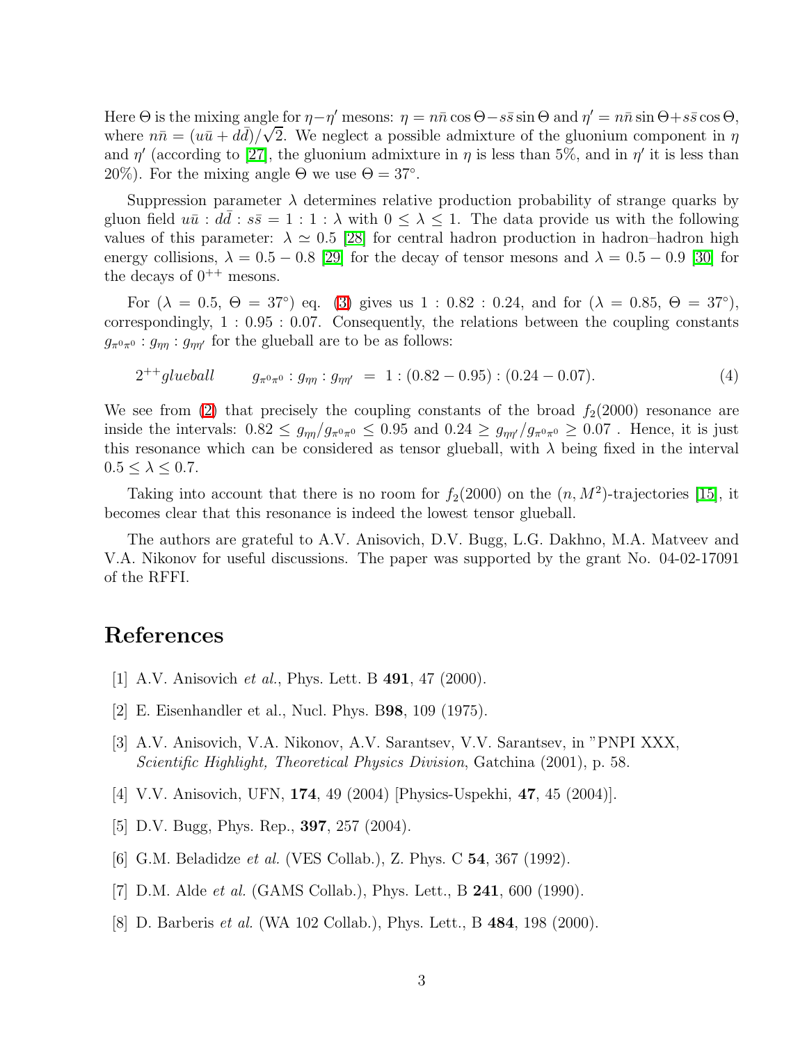Here $\Theta$ is the mixing angle for $\eta-\eta'$ mesons: $\eta = n\bar{n}\cos\Theta - s\bar{s}\sin\Theta$ and $\eta' = n\bar{n}\sin\Theta + s\bar{s}\cos\Theta$, where $n\bar{n} = (u\bar{u} + d\bar{d})/\sqrt{2}$. We neglect a possible admixture of the gluonium component in $\eta$ and $\eta'$ (according to [27], the gluonium admixture in $\eta$ is less than 5%, and in $\eta'$ it is less than 20%). For the mixing angle $\Theta$ we use $\Theta = 37°$.

Suppression parameter $\lambda$ determines relative production probability of strange quarks by gluon field $u\bar{u} : d\bar{d} : s\bar{s} = 1 : 1 : \lambda$ with $0 \le \lambda \le 1$. The data provide us with the following values of this parameter: $\lambda \simeq 0.5$ [28] for central hadron production in hadron–hadron high energy collisions, $\lambda = 0.5 - 0.8$ [29] for the decay of tensor mesons and $\lambda = 0.5 - 0.9$ [30] for the decays of $0^{++}$ mesons.

For ($\lambda = 0.5$, $\Theta = 37°$) eq. (3) gives us $1 : 0.82 : 0.24$, and for ($\lambda = 0.85$, $\Theta = 37°$), correspondingly, $1 : 0.95 : 0.07$. Consequently, the relations between the coupling constants $g_{\pi^0\pi^0} : g_{\eta\eta} : g_{\eta\eta'}$ for the glueball are to be as follows:

$$2^{++} glueball \qquad g_{\pi^0\pi^0} : g_{\eta\eta} : g_{\eta\eta'} \;=\; 1 : (0.82 - 0.95) : (0.24 - 0.07). \tag{4}$$

We see from (2) that precisely the coupling constants of the broad $f_2(2000)$ resonance are inside the intervals: $0.82 \le g_{\eta\eta}/g_{\pi^0\pi^0} \le 0.95$ and $0.24 \ge g_{\eta\eta'}/g_{\pi^0\pi^0} \ge 0.07$ . Hence, it is just this resonance which can be considered as tensor glueball, with $\lambda$ being fixed in the interval $0.5 \le \lambda \le 0.7$.

Taking into account that there is no room for $f_2(2000)$ on the $(n, M^2)$-trajectories [15], it becomes clear that this resonance is indeed the lowest tensor glueball.

The authors are grateful to A.V. Anisovich, D.V. Bugg, L.G. Dakhno, M.A. Matveev and V.A. Nikonov for useful discussions. The paper was supported by the grant No. 04-02-17091 of the RFFI.

# References

[1] A.V. Anisovich *et al.*, Phys. Lett. B **491**, 47 (2000).

[2] E. Eisenhandler et al., Nucl. Phys. B**98**, 109 (1975).

[3] A.V. Anisovich, V.A. Nikonov, A.V. Sarantsev, V.V. Sarantsev, in "PNPI XXX, *Scientific Highlight, Theoretical Physics Division*, Gatchina (2001), p. 58.

[4] V.V. Anisovich, UFN, **174**, 49 (2004) [Physics-Uspekhi, **47**, 45 (2004)].

[5] D.V. Bugg, Phys. Rep., **397**, 257 (2004).

[6] G.M. Beladidze *et al.* (VES Collab.), Z. Phys. C **54**, 367 (1992).

[7] D.M. Alde *et al.* (GAMS Collab.), Phys. Lett., B **241**, 600 (1990).

[8] D. Barberis *et al.* (WA 102 Collab.), Phys. Lett., B **484**, 198 (2000).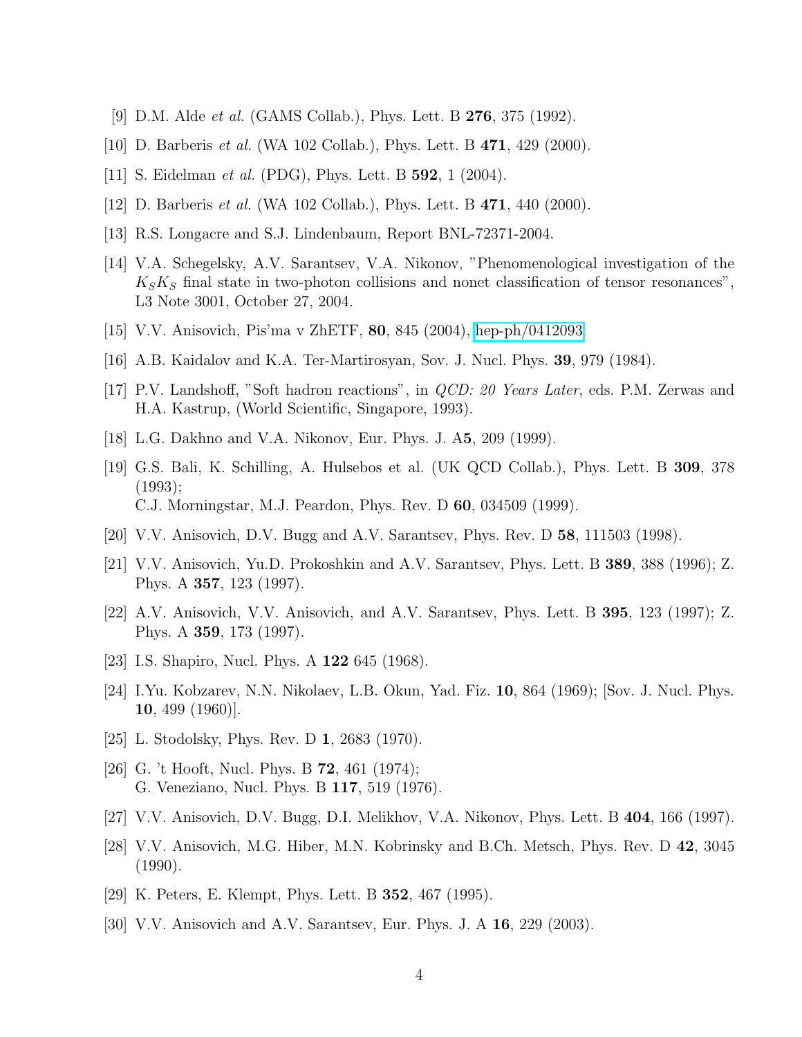[9] D.M. Alde *et al.* (GAMS Collab.), Phys. Lett. B **276**, 375 (1992).

[10] D. Barberis *et al.* (WA 102 Collab.), Phys. Lett. B **471**, 429 (2000).

[11] S. Eidelman *et al.* (PDG), Phys. Lett. B **592**, 1 (2004).

[12] D. Barberis *et al.* (WA 102 Collab.), Phys. Lett. B **471**, 440 (2000).

[13] R.S. Longacre and S.J. Lindenbaum, Report BNL-72371-2004.

[14] V.A. Schegelsky, A.V. Sarantsev, V.A. Nikonov, "Phenomenological investigation of the $K_S K_S$ final state in two-photon collisions and nonet classification of tensor resonances", L3 Note 3001, October 27, 2004.

[15] V.V. Anisovich, Pis'ma v ZhETF, **80**, 845 (2004), hep-ph/0412093.

[16] A.B. Kaidalov and K.A. Ter-Martirosyan, Sov. J. Nucl. Phys. **39**, 979 (1984).

[17] P.V. Landshoff, "Soft hadron reactions", in *QCD: 20 Years Later*, eds. P.M. Zerwas and H.A. Kastrup, (World Scientific, Singapore, 1993).

[18] L.G. Dakhno and V.A. Nikonov, Eur. Phys. J. A**5**, 209 (1999).

[19] G.S. Bali, K. Schilling, A. Hulsebos et al. (UK QCD Collab.), Phys. Lett. B **309**, 378 (1993);
C.J. Morningstar, M.J. Peardon, Phys. Rev. D **60**, 034509 (1999).

[20] V.V. Anisovich, D.V. Bugg and A.V. Sarantsev, Phys. Rev. D **58**, 111503 (1998).

[21] V.V. Anisovich, Yu.D. Prokoshkin and A.V. Sarantsev, Phys. Lett. B **389**, 388 (1996); Z. Phys. A **357**, 123 (1997).

[22] A.V. Anisovich, V.V. Anisovich, and A.V. Sarantsev, Phys. Lett. B **395**, 123 (1997); Z. Phys. A **359**, 173 (1997).

[23] I.S. Shapiro, Nucl. Phys. A **122** 645 (1968).

[24] I.Yu. Kobzarev, N.N. Nikolaev, L.B. Okun, Yad. Fiz. **10**, 864 (1969); [Sov. J. Nucl. Phys. **10**, 499 (1960)].

[25] L. Stodolsky, Phys. Rev. D **1**, 2683 (1970).

[26] G. 't Hooft, Nucl. Phys. B **72**, 461 (1974);
G. Veneziano, Nucl. Phys. B **117**, 519 (1976).

[27] V.V. Anisovich, D.V. Bugg, D.I. Melikhov, V.A. Nikonov, Phys. Lett. B **404**, 166 (1997).

[28] V.V. Anisovich, M.G. Hiber, M.N. Kobrinsky and B.Ch. Metsch, Phys. Rev. D **42**, 3045 (1990).

[29] K. Peters, E. Klempt, Phys. Lett. B **352**, 467 (1995).

[30] V.V. Anisovich and A.V. Sarantsev, Eur. Phys. J. A **16**, 229 (2003).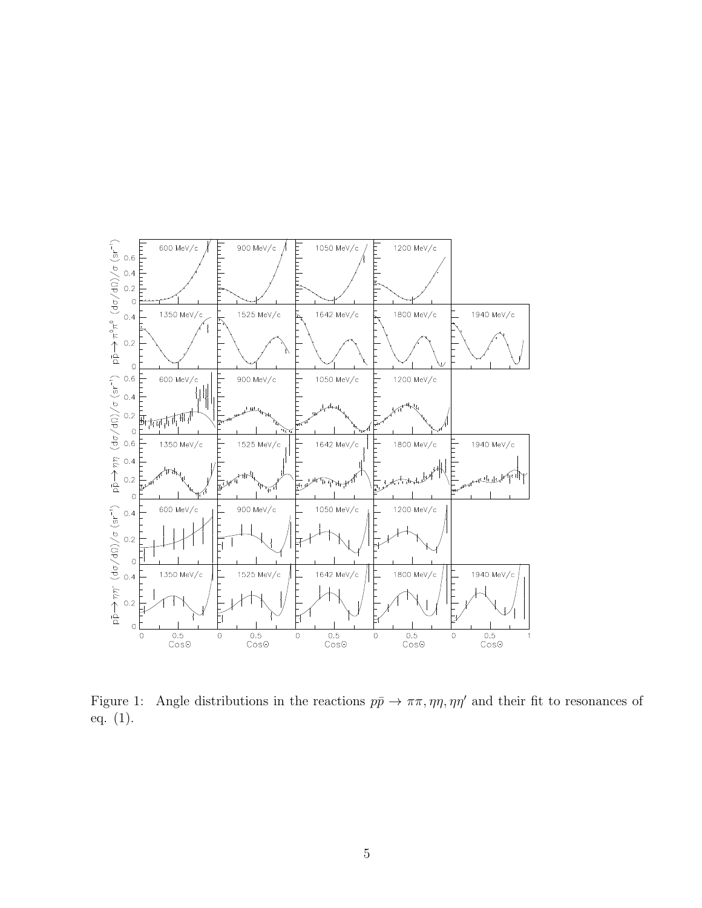Figure 1: Angle distributions in the reactions $p\bar{p} \to \pi\pi, \eta\eta, \eta\eta'$ and their fit to resonances of eq. (1).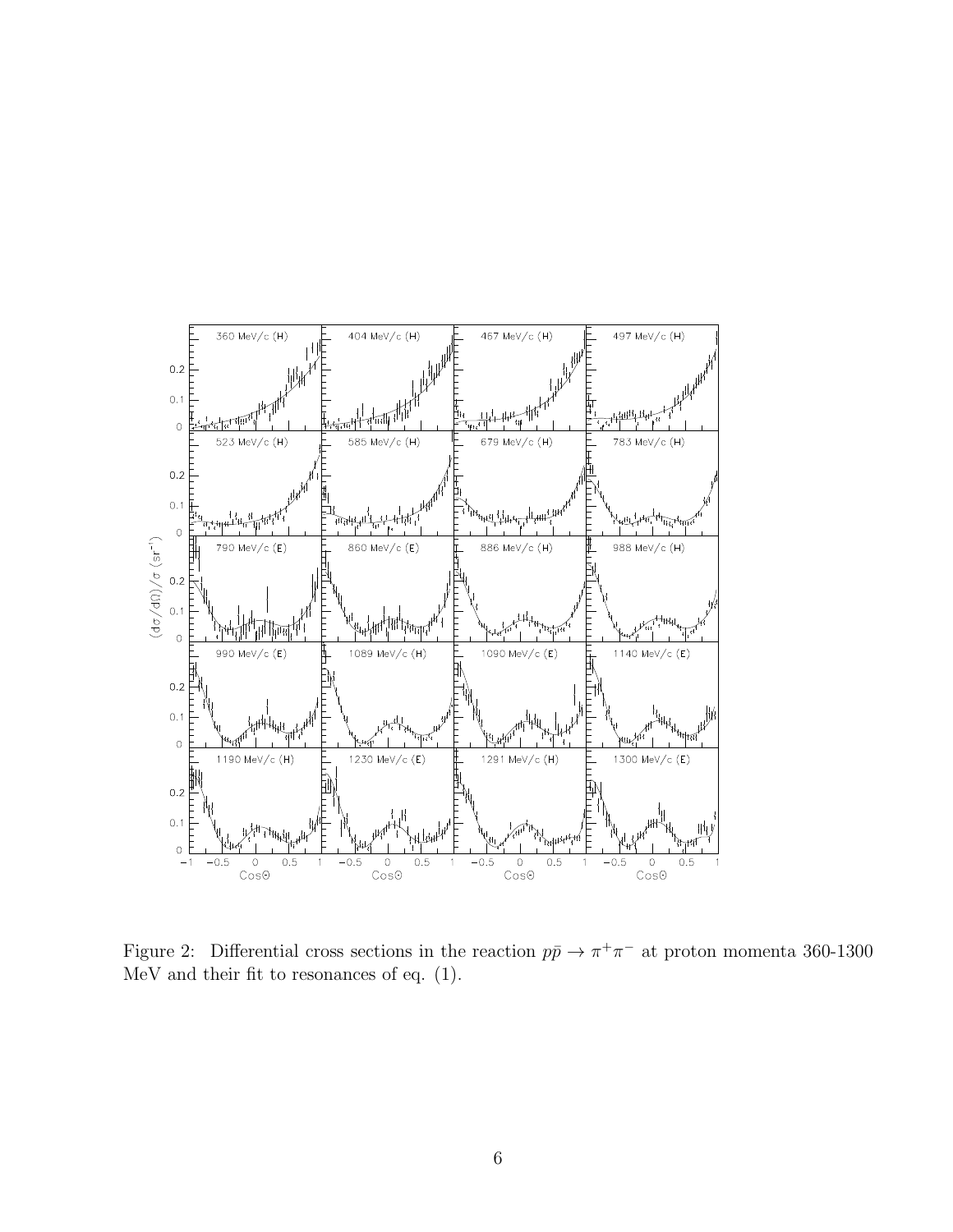Figure 2: Differential cross sections in the reaction $p\bar{p} \to \pi^+\pi^-$ at proton momenta 360-1300 MeV and their fit to resonances of eq. (1).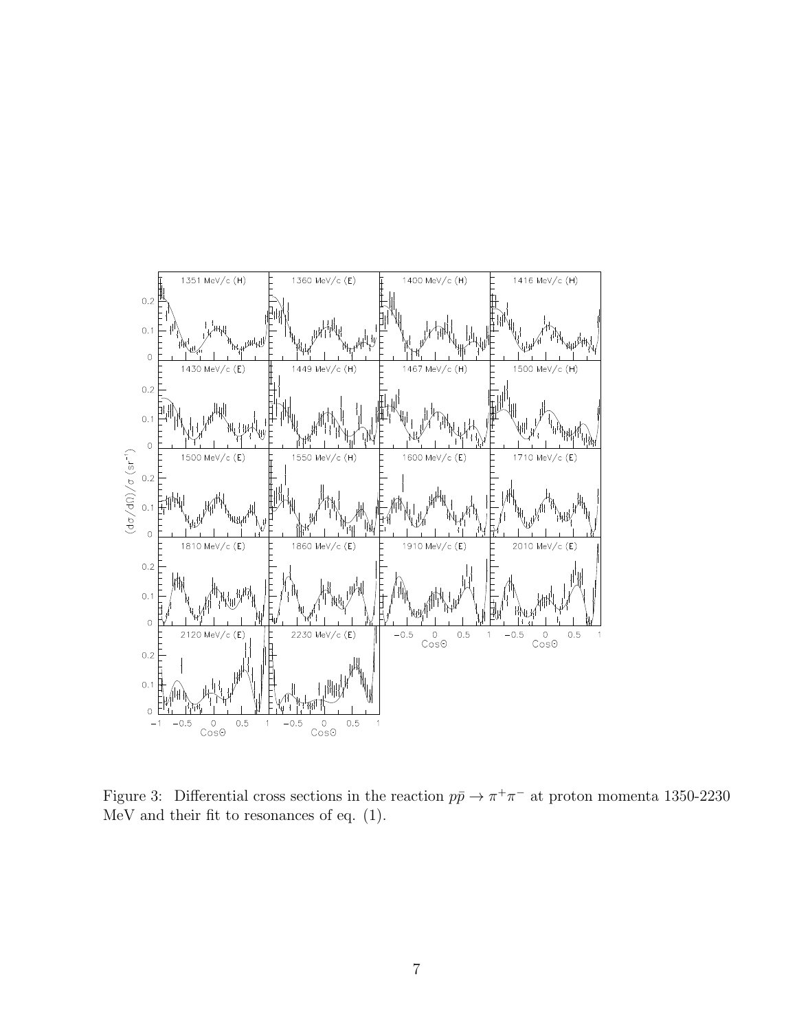Figure 3: Differential cross sections in the reaction $p\bar{p} \to \pi^+\pi^-$ at proton momenta 1350-2230 MeV and their fit to resonances of eq. (1).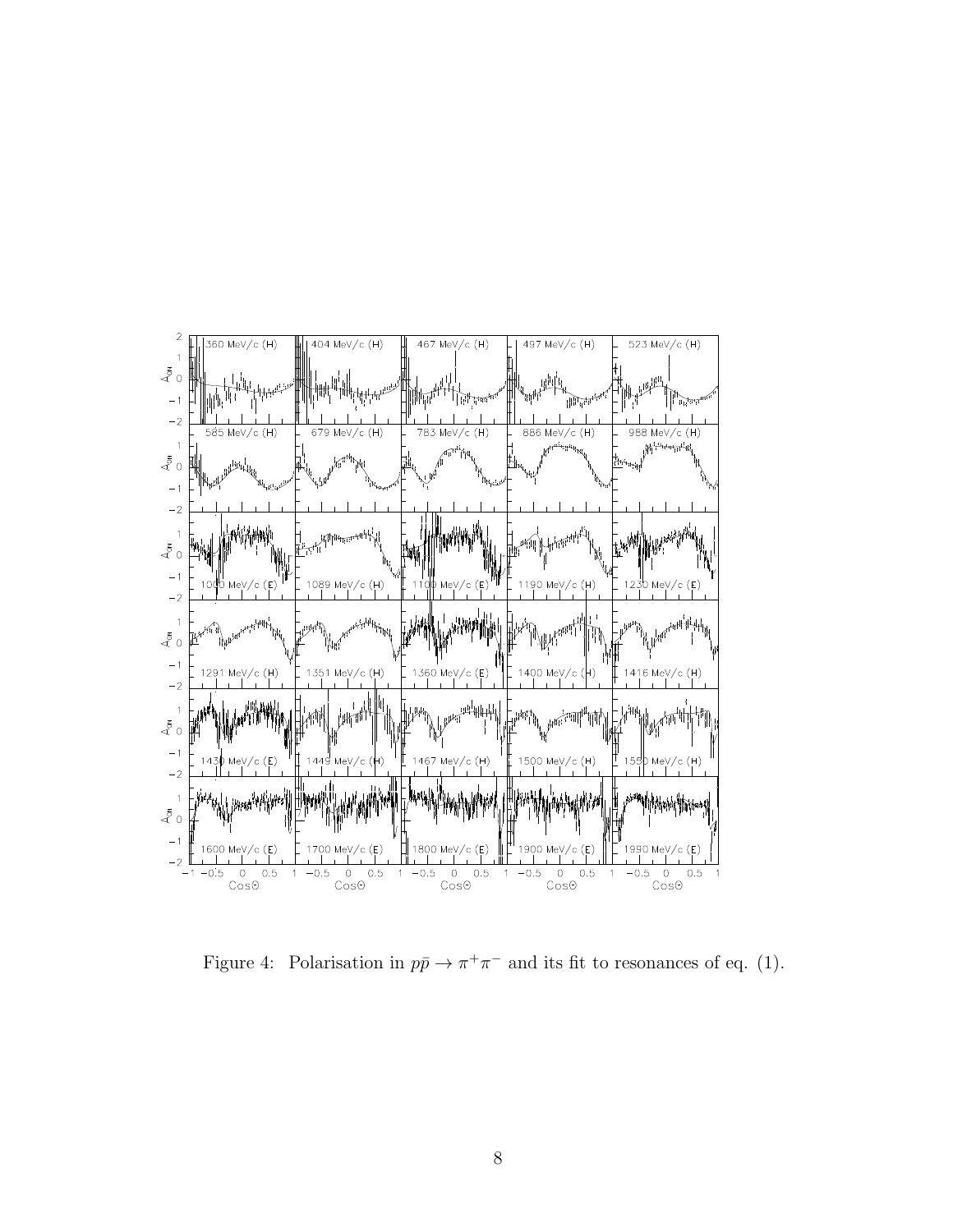Figure 4: Polarisation in $p\bar{p} \rightarrow \pi^+\pi^-$ and its fit to resonances of eq. (1).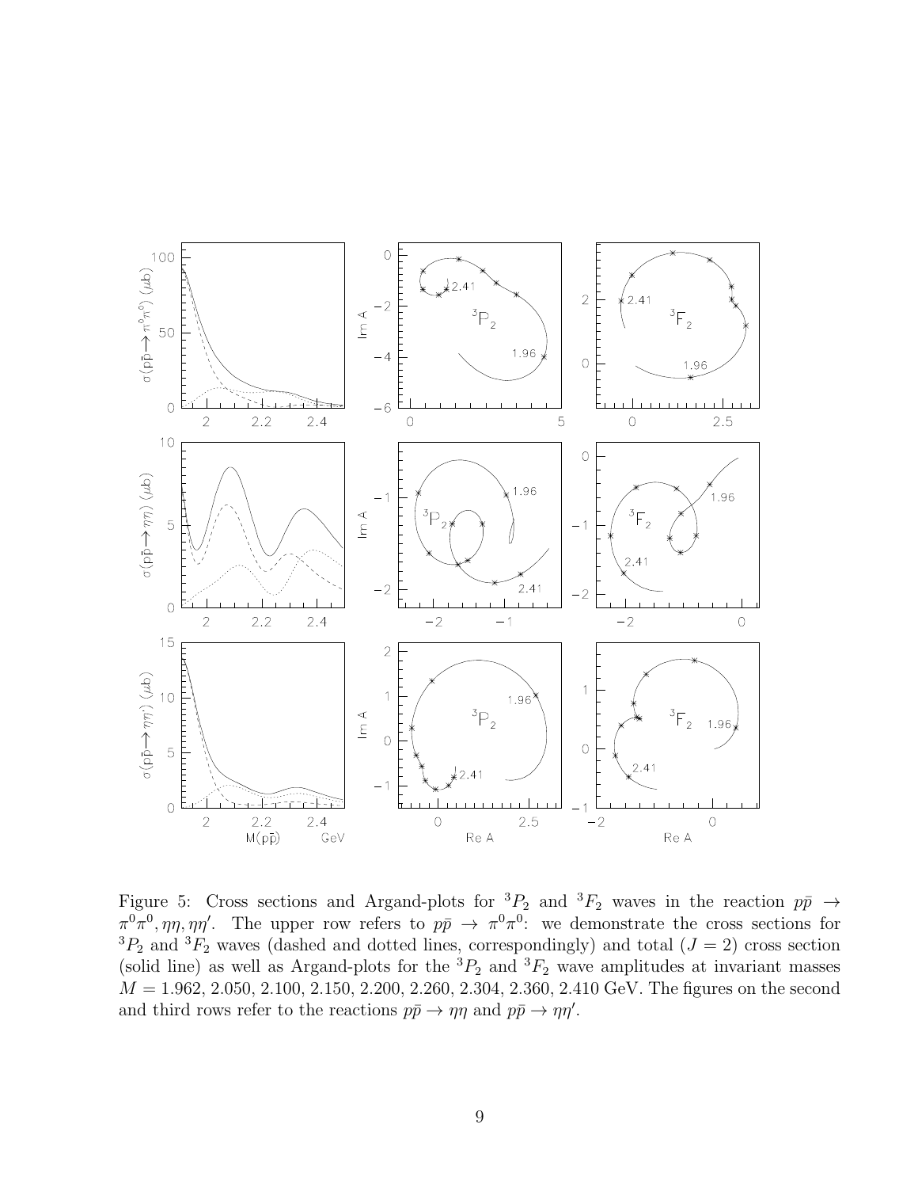$\sigma(p\bar{p}\to\pi^0\pi^0)$ ($\mu$b)

100
50
0

2 2.2 2.4

Im A

0
−2
−4
−6

0 5

2.41

$^3P_2$

1.96

2
0

0 2.5

2.41

$^3F_2$

1.96

$\sigma(p\bar{p}\to\eta\eta)$ ($\mu$b)

10
5
0

2 2.2 2.4

Im A

−1
−2

−2 −1

1.96

$^3P_2$

2.41

0
−1
−2

−2 0

$^3F_2$

1.96

2.41

$\sigma(p\bar{p}\to\eta\eta')$ ($\mu$b)

15
10
5
0

2 2.2 2.4

M($p\bar{p}$) GeV

Im A

2
1
0
−1

0 2.5

Re A

1.96

$^3P_2$

2.41

1
0
−1

−2 0

Re A

$^3F_2$

1.96

2.41

Figure 5: Cross sections and Argand-plots for $^3P_2$ and $^3F_2$ waves in the reaction $p\bar{p} \to \pi^0\pi^0, \eta\eta, \eta\eta'$. The upper row refers to $p\bar{p} \to \pi^0\pi^0$: we demonstrate the cross sections for $^3P_2$ and $^3F_2$ waves (dashed and dotted lines, correspondingly) and total ($J = 2$) cross section (solid line) as well as Argand-plots for the $^3P_2$ and $^3F_2$ wave amplitudes at invariant masses $M = 1.962, 2.050, 2.100, 2.150, 2.200, 2.260, 2.304, 2.360, 2.410$ GeV. The figures on the second and third rows refer to the reactions $p\bar{p} \to \eta\eta$ and $p\bar{p} \to \eta\eta'$.